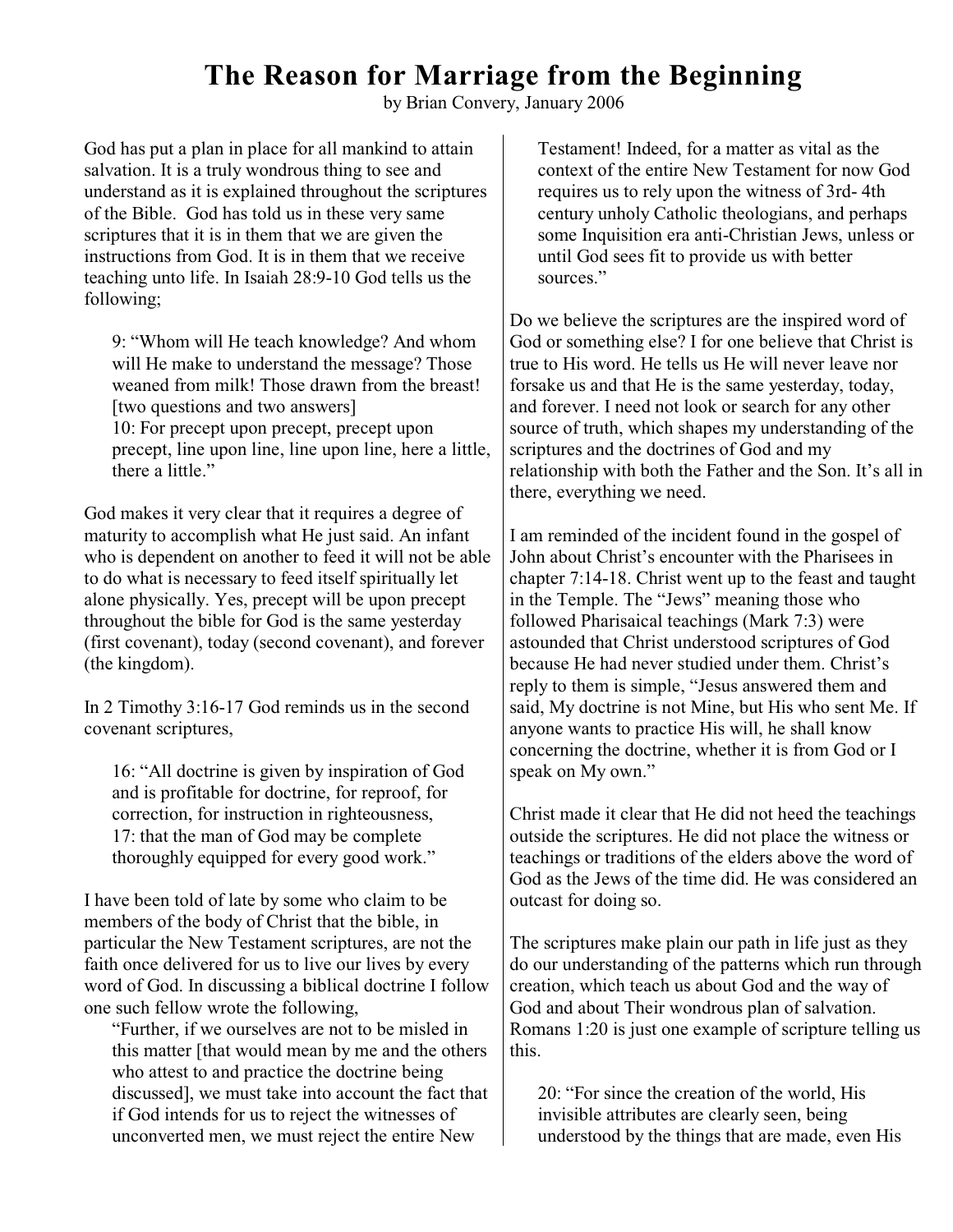# The Reason for Marriage from the Beginning

by Brian Convery, January 2006

God has put a plan in place for all mankind to attain salvation. It is a truly wondrous thing to see and understand as it is explained throughout the scriptures of the Bible. God has told us in these very same scriptures that it is in them that we are given the instructions from God. It is in them that we receive teaching unto life. In Isaiah 28:9-10 God tells us the following;

> 9: "Whom will He teach knowledge? And whom will He make to understand the message? Those weaned from milk! Those drawn from the breast! [two questions and two answers]
> 10: For precept upon precept, precept upon precept, line upon line, line upon line, here a little, there a little."

God makes it very clear that it requires a degree of maturity to accomplish what He just said. An infant who is dependent on another to feed it will not be able to do what is necessary to feed itself spiritually let alone physically. Yes, precept will be upon precept throughout the bible for God is the same yesterday (first covenant), today (second covenant), and forever (the kingdom).

In 2 Timothy 3:16-17 God reminds us in the second covenant scriptures,

> 16: "All doctrine is given by inspiration of God and is profitable for doctrine, for reproof, for correction, for instruction in righteousness,
> 17: that the man of God may be complete thoroughly equipped for every good work."

I have been told of late by some who claim to be members of the body of Christ that the bible, in particular the New Testament scriptures, are not the faith once delivered for us to live our lives by every word of God. In discussing a biblical doctrine I follow one such fellow wrote the following,

> "Further, if we ourselves are not to be misled in this matter [that would mean by me and the others who attest to and practice the doctrine being discussed], we must take into account the fact that if God intends for us to reject the witnesses of unconverted men, we must reject the entire New Testament! Indeed, for a matter as vital as the context of the entire New Testament for now God requires us to rely upon the witness of 3rd- 4th century unholy Catholic theologians, and perhaps some Inquisition era anti-Christian Jews, unless or until God sees fit to provide us with better sources."

Do we believe the scriptures are the inspired word of God or something else? I for one believe that Christ is true to His word. He tells us He will never leave nor forsake us and that He is the same yesterday, today, and forever. I need not look or search for any other source of truth, which shapes my understanding of the scriptures and the doctrines of God and my relationship with both the Father and the Son. It's all in there, everything we need.

I am reminded of the incident found in the gospel of John about Christ's encounter with the Pharisees in chapter 7:14-18. Christ went up to the feast and taught in the Temple. The "Jews" meaning those who followed Pharisaical teachings (Mark 7:3) were astounded that Christ understood scriptures of God because He had never studied under them. Christ's reply to them is simple, "Jesus answered them and said, My doctrine is not Mine, but His who sent Me. If anyone wants to practice His will, he shall know concerning the doctrine, whether it is from God or I speak on My own."

Christ made it clear that He did not heed the teachings outside the scriptures. He did not place the witness or teachings or traditions of the elders above the word of God as the Jews of the time did. He was considered an outcast for doing so.

The scriptures make plain our path in life just as they do our understanding of the patterns which run through creation, which teach us about God and the way of God and about Their wondrous plan of salvation. Romans 1:20 is just one example of scripture telling us this.

> 20: "For since the creation of the world, His invisible attributes are clearly seen, being understood by the things that are made, even His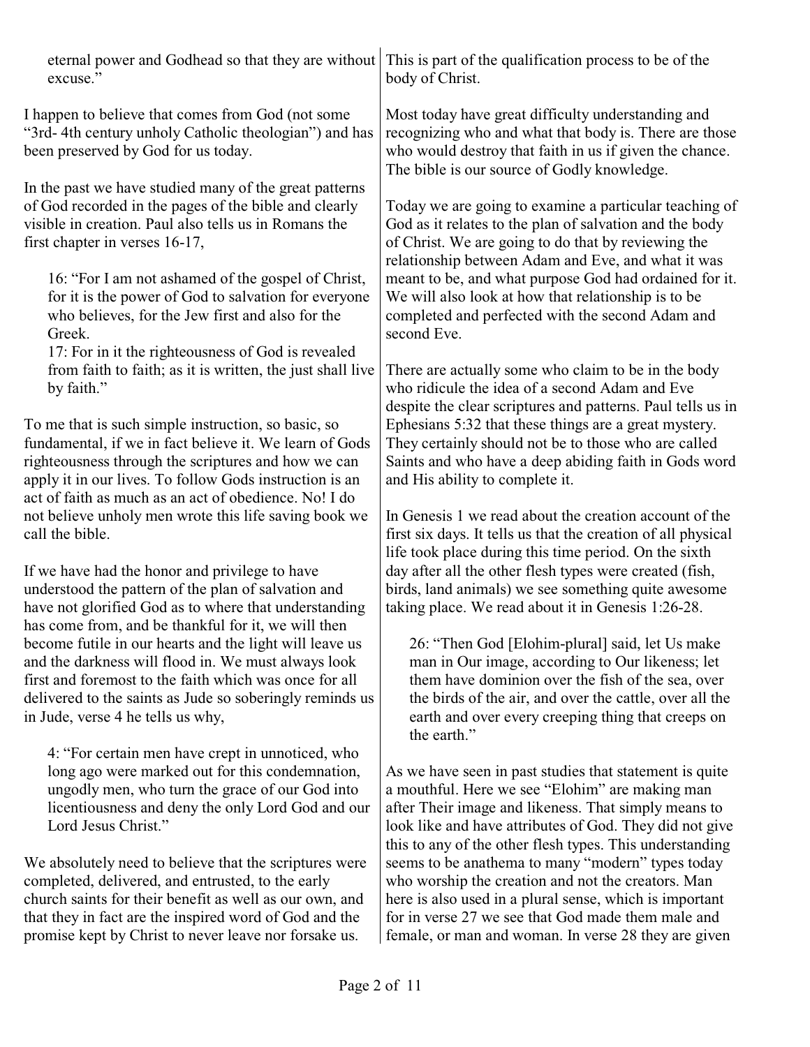eternal power and Godhead so that they are without excuse."

I happen to believe that comes from God (not some "3rd- 4th century unholy Catholic theologian") and has been preserved by God for us today.

In the past we have studied many of the great patterns of God recorded in the pages of the bible and clearly visible in creation. Paul also tells us in Romans the first chapter in verses 16-17,

> 16: "For I am not ashamed of the gospel of Christ, for it is the power of God to salvation for everyone who believes, for the Jew first and also for the Greek.
> 17: For in it the righteousness of God is revealed from faith to faith; as it is written, the just shall live by faith."

To me that is such simple instruction, so basic, so fundamental, if we in fact believe it. We learn of Gods righteousness through the scriptures and how we can apply it in our lives. To follow Gods instruction is an act of faith as much as an act of obedience. No! I do not believe unholy men wrote this life saving book we call the bible.

If we have had the honor and privilege to have understood the pattern of the plan of salvation and have not glorified God as to where that understanding has come from, and be thankful for it, we will then become futile in our hearts and the light will leave us and the darkness will flood in. We must always look first and foremost to the faith which was once for all delivered to the saints as Jude so soberingly reminds us in Jude, verse 4 he tells us why,

> 4: "For certain men have crept in unnoticed, who long ago were marked out for this condemnation, ungodly men, who turn the grace of our God into licentiousness and deny the only Lord God and our Lord Jesus Christ."

We absolutely need to believe that the scriptures were completed, delivered, and entrusted, to the early church saints for their benefit as well as our own, and that they in fact are the inspired word of God and the promise kept by Christ to never leave nor forsake us. This is part of the qualification process to be of the body of Christ.

Most today have great difficulty understanding and recognizing who and what that body is. There are those who would destroy that faith in us if given the chance. The bible is our source of Godly knowledge.

Today we are going to examine a particular teaching of God as it relates to the plan of salvation and the body of Christ. We are going to do that by reviewing the relationship between Adam and Eve, and what it was meant to be, and what purpose God had ordained for it. We will also look at how that relationship is to be completed and perfected with the second Adam and second Eve.

There are actually some who claim to be in the body who ridicule the idea of a second Adam and Eve despite the clear scriptures and patterns. Paul tells us in Ephesians 5:32 that these things are a great mystery. They certainly should not be to those who are called Saints and who have a deep abiding faith in Gods word and His ability to complete it.

In Genesis 1 we read about the creation account of the first six days. It tells us that the creation of all physical life took place during this time period. On the sixth day after all the other flesh types were created (fish, birds, land animals) we see something quite awesome taking place. We read about it in Genesis 1:26-28.

> 26: "Then God [Elohim-plural] said, let Us make man in Our image, according to Our likeness; let them have dominion over the fish of the sea, over the birds of the air, and over the cattle, over all the earth and over every creeping thing that creeps on the earth."

As we have seen in past studies that statement is quite a mouthful. Here we see "Elohim" are making man after Their image and likeness. That simply means to look like and have attributes of God. They did not give this to any of the other flesh types. This understanding seems to be anathema to many "modern" types today who worship the creation and not the creators. Man here is also used in a plural sense, which is important for in verse 27 we see that God made them male and female, or man and woman. In verse 28 they are given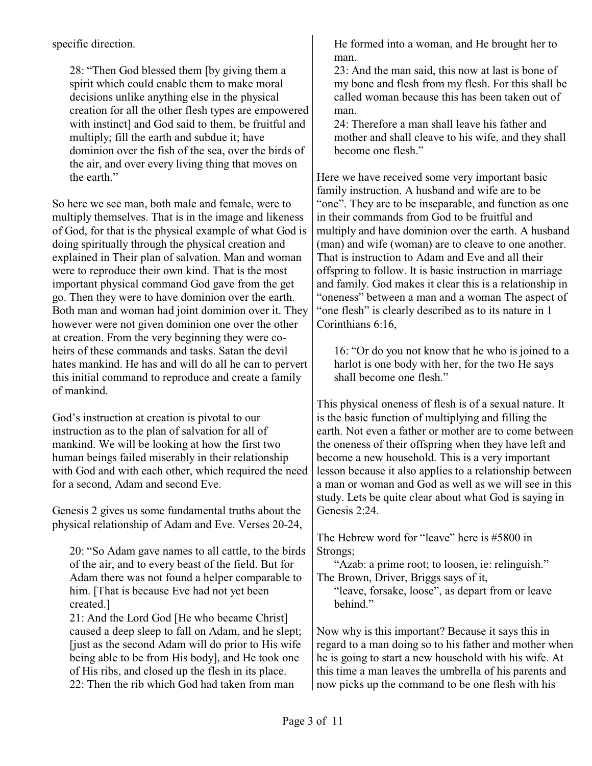specific direction.

> 28: "Then God blessed them [by giving them a spirit which could enable them to make moral decisions unlike anything else in the physical creation for all the other flesh types are empowered with instinct] and God said to them, be fruitful and multiply; fill the earth and subdue it; have dominion over the fish of the sea, over the birds of the air, and over every living thing that moves on the earth."

So here we see man, both male and female, were to multiply themselves. That is in the image and likeness of God, for that is the physical example of what God is doing spiritually through the physical creation and explained in Their plan of salvation. Man and woman were to reproduce their own kind. That is the most important physical command God gave from the get go. Then they were to have dominion over the earth. Both man and woman had joint dominion over it. They however were not given dominion one over the other at creation. From the very beginning they were co-heirs of these commands and tasks. Satan the devil hates mankind. He has and will do all he can to pervert this initial command to reproduce and create a family of mankind.

God's instruction at creation is pivotal to our instruction as to the plan of salvation for all of mankind. We will be looking at how the first two human beings failed miserably in their relationship with God and with each other, which required the need for a second, Adam and second Eve.

Genesis 2 gives us some fundamental truths about the physical relationship of Adam and Eve. Verses 20-24,

> 20: "So Adam gave names to all cattle, to the birds of the air, and to every beast of the field. But for Adam there was not found a helper comparable to him. [That is because Eve had not yet been created.]
> 21: And the Lord God [He who became Christ] caused a deep sleep to fall on Adam, and he slept; [just as the second Adam will do prior to His wife being able to be from His body], and He took one of His ribs, and closed up the flesh in its place.
> 22: Then the rib which God had taken from man He formed into a woman, and He brought her to man.
> 23: And the man said, this now at last is bone of my bone and flesh from my flesh. For this shall be called woman because this has been taken out of man.
> 24: Therefore a man shall leave his father and mother and shall cleave to his wife, and they shall become one flesh."

Here we have received some very important basic family instruction. A husband and wife are to be "one". They are to be inseparable, and function as one in their commands from God to be fruitful and multiply and have dominion over the earth. A husband (man) and wife (woman) are to cleave to one another. That is instruction to Adam and Eve and all their offspring to follow. It is basic instruction in marriage and family. God makes it clear this is a relationship in "oneness" between a man and a woman The aspect of "one flesh" is clearly described as to its nature in 1 Corinthians 6:16,

> 16: "Or do you not know that he who is joined to a harlot is one body with her, for the two He says shall become one flesh."

This physical oneness of flesh is of a sexual nature. It is the basic function of multiplying and filling the earth. Not even a father or mother are to come between the oneness of their offspring when they have left and become a new household. This is a very important lesson because it also applies to a relationship between a man or woman and God as well as we will see in this study. Lets be quite clear about what God is saying in Genesis 2:24.

The Hebrew word for "leave" here is #5800 in Strongs;

> "Azab: a prime root; to loosen, ie: relinguish."

The Brown, Driver, Briggs says of it,

> "leave, forsake, loose", as depart from or leave behind."

Now why is this important? Because it says this in regard to a man doing so to his father and mother when he is going to start a new household with his wife. At this time a man leaves the umbrella of his parents and now picks up the command to be one flesh with his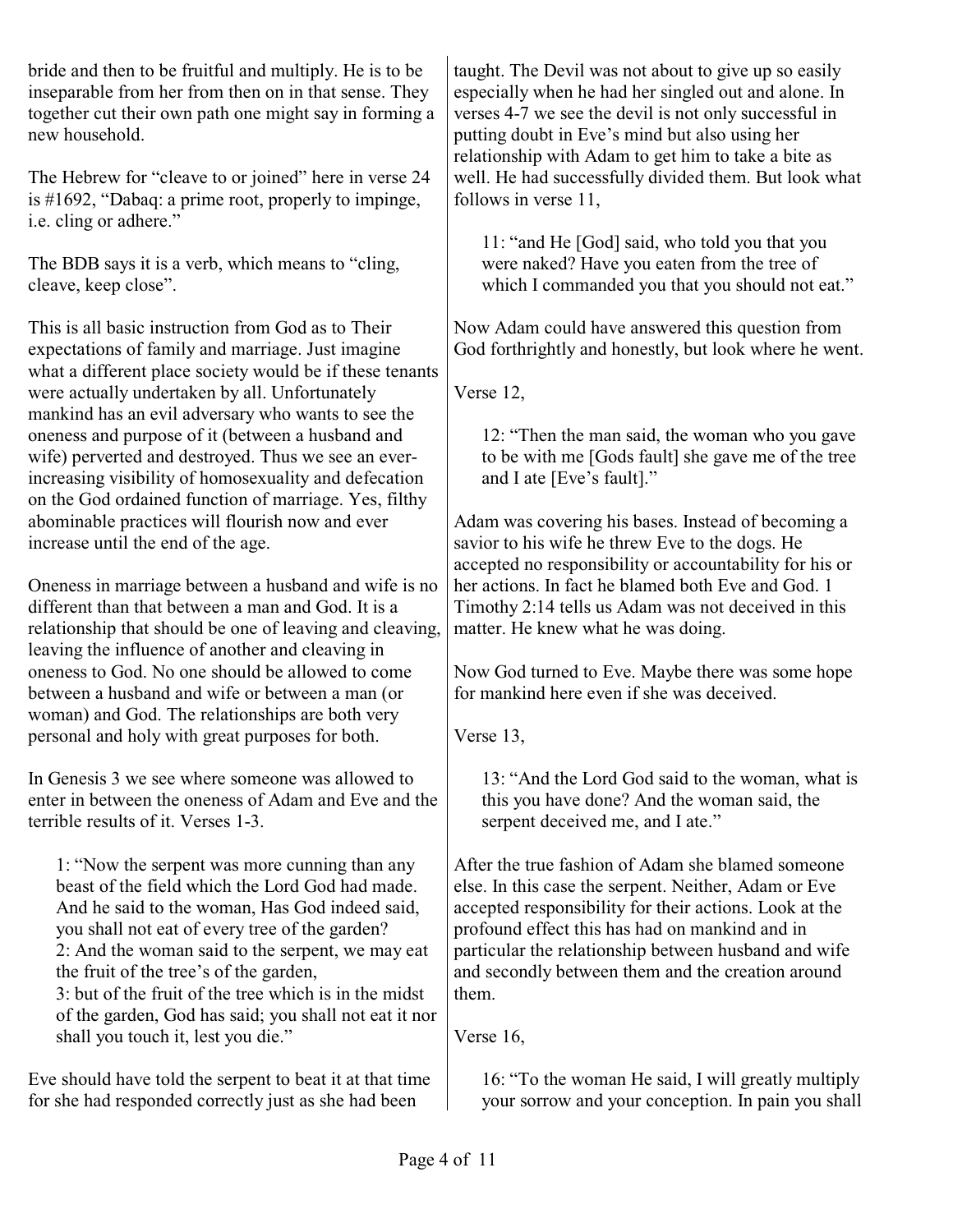bride and then to be fruitful and multiply. He is to be inseparable from her from then on in that sense. They together cut their own path one might say in forming a new household.

The Hebrew for "cleave to or joined" here in verse 24 is #1692, "Dabaq: a prime root, properly to impinge, i.e. cling or adhere."

The BDB says it is a verb, which means to "cling, cleave, keep close".

This is all basic instruction from God as to Their expectations of family and marriage. Just imagine what a different place society would be if these tenants were actually undertaken by all. Unfortunately mankind has an evil adversary who wants to see the oneness and purpose of it (between a husband and wife) perverted and destroyed. Thus we see an ever-increasing visibility of homosexuality and defecation on the God ordained function of marriage. Yes, filthy abominable practices will flourish now and ever increase until the end of the age.

Oneness in marriage between a husband and wife is no different than that between a man and God. It is a relationship that should be one of leaving and cleaving, leaving the influence of another and cleaving in oneness to God. No one should be allowed to come between a husband and wife or between a man (or woman) and God. The relationships are both very personal and holy with great purposes for both.

In Genesis 3 we see where someone was allowed to enter in between the oneness of Adam and Eve and the terrible results of it. Verses 1-3.

> 1: "Now the serpent was more cunning than any beast of the field which the Lord God had made. And he said to the woman, Has God indeed said, you shall not eat of every tree of the garden?
> 2: And the woman said to the serpent, we may eat the fruit of the tree's of the garden,
> 3: but of the fruit of the tree which is in the midst of the garden, God has said; you shall not eat it nor shall you touch it, lest you die."

Eve should have told the serpent to beat it at that time for she had responded correctly just as she had been taught. The Devil was not about to give up so easily especially when he had her singled out and alone. In verses 4-7 we see the devil is not only successful in putting doubt in Eve's mind but also using her relationship with Adam to get him to take a bite as well. He had successfully divided them. But look what follows in verse 11,

> 11: "and He [God] said, who told you that you were naked? Have you eaten from the tree of which I commanded you that you should not eat."

Now Adam could have answered this question from God forthrightly and honestly, but look where he went.

Verse 12,

> 12: "Then the man said, the woman who you gave to be with me [Gods fault] she gave me of the tree and I ate [Eve's fault]."

Adam was covering his bases. Instead of becoming a savior to his wife he threw Eve to the dogs. He accepted no responsibility or accountability for his or her actions. In fact he blamed both Eve and God. 1 Timothy 2:14 tells us Adam was not deceived in this matter. He knew what he was doing.

Now God turned to Eve. Maybe there was some hope for mankind here even if she was deceived.

Verse 13,

> 13: "And the Lord God said to the woman, what is this you have done? And the woman said, the serpent deceived me, and I ate."

After the true fashion of Adam she blamed someone else. In this case the serpent. Neither, Adam or Eve accepted responsibility for their actions. Look at the profound effect this has had on mankind and in particular the relationship between husband and wife and secondly between them and the creation around them.

Verse 16,

> 16: "To the woman He said, I will greatly multiply your sorrow and your conception. In pain you shall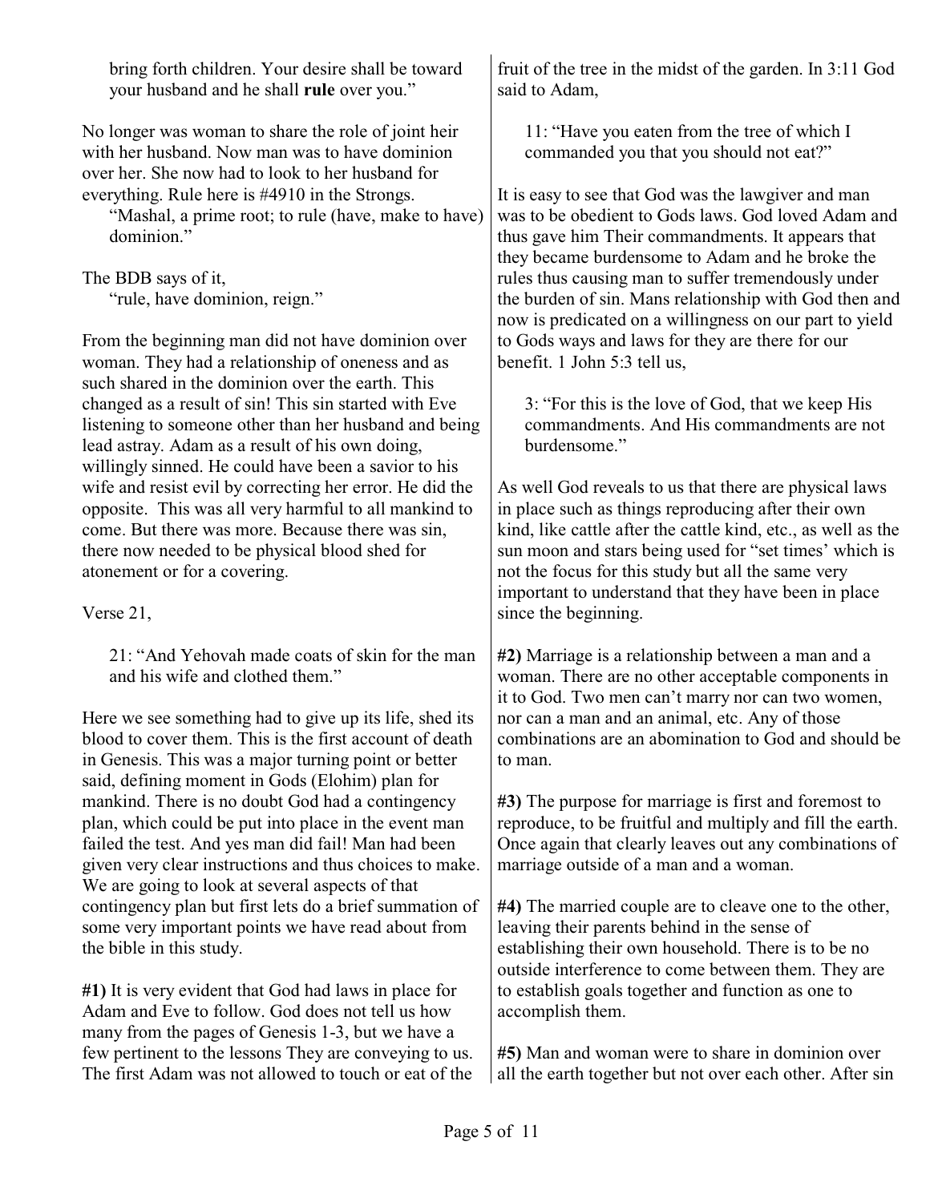bring forth children. Your desire shall be toward your husband and he shall **rule** over you."

No longer was woman to share the role of joint heir with her husband. Now man was to have dominion over her. She now had to look to her husband for everything. Rule here is #4910 in the Strongs.

> "Mashal, a prime root; to rule (have, make to have) dominion."

The BDB says of it,

> "rule, have dominion, reign."

From the beginning man did not have dominion over woman. They had a relationship of oneness and as such shared in the dominion over the earth. This changed as a result of sin! This sin started with Eve listening to someone other than her husband and being lead astray. Adam as a result of his own doing, willingly sinned. He could have been a savior to his wife and resist evil by correcting her error. He did the opposite. This was all very harmful to all mankind to come. But there was more. Because there was sin, there now needed to be physical blood shed for atonement or for a covering.

Verse 21,

> 21: "And Yehovah made coats of skin for the man and his wife and clothed them."

Here we see something had to give up its life, shed its blood to cover them. This is the first account of death in Genesis. This was a major turning point or better said, defining moment in Gods (Elohim) plan for mankind. There is no doubt God had a contingency plan, which could be put into place in the event man failed the test. And yes man did fail! Man had been given very clear instructions and thus choices to make. We are going to look at several aspects of that contingency plan but first lets do a brief summation of some very important points we have read about from the bible in this study.

**#1)** It is very evident that God had laws in place for Adam and Eve to follow. God does not tell us how many from the pages of Genesis 1-3, but we have a few pertinent to the lessons They are conveying to us. The first Adam was not allowed to touch or eat of the fruit of the tree in the midst of the garden. In 3:11 God said to Adam,

> 11: "Have you eaten from the tree of which I commanded you that you should not eat?"

It is easy to see that God was the lawgiver and man was to be obedient to Gods laws. God loved Adam and thus gave him Their commandments. It appears that they became burdensome to Adam and he broke the rules thus causing man to suffer tremendously under the burden of sin. Mans relationship with God then and now is predicated on a willingness on our part to yield to Gods ways and laws for they are there for our benefit. 1 John 5:3 tell us,

> 3: "For this is the love of God, that we keep His commandments. And His commandments are not burdensome."

As well God reveals to us that there are physical laws in place such as things reproducing after their own kind, like cattle after the cattle kind, etc., as well as the sun moon and stars being used for "set times' which is not the focus for this study but all the same very important to understand that they have been in place since the beginning.

**#2)** Marriage is a relationship between a man and a woman. There are no other acceptable components in it to God. Two men can't marry nor can two women, nor can a man and an animal, etc. Any of those combinations are an abomination to God and should be to man.

**#3)** The purpose for marriage is first and foremost to reproduce, to be fruitful and multiply and fill the earth. Once again that clearly leaves out any combinations of marriage outside of a man and a woman.

**#4)** The married couple are to cleave one to the other, leaving their parents behind in the sense of establishing their own household. There is to be no outside interference to come between them. They are to establish goals together and function as one to accomplish them.

**#5)** Man and woman were to share in dominion over all the earth together but not over each other. After sin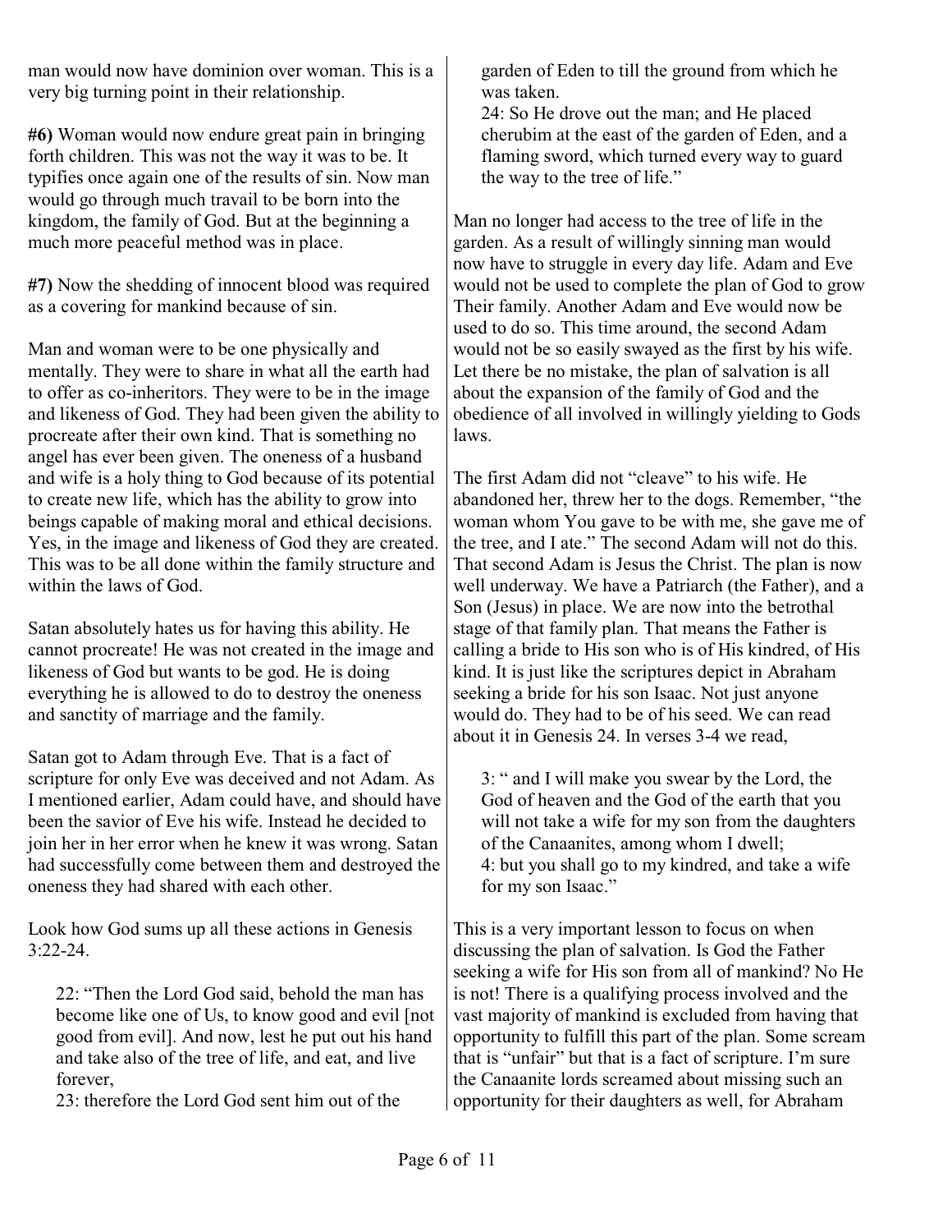man would now have dominion over woman. This is a very big turning point in their relationship.

**#6)** Woman would now endure great pain in bringing forth children. This was not the way it was to be. It typifies once again one of the results of sin. Now man would go through much travail to be born into the kingdom, the family of God. But at the beginning a much more peaceful method was in place.

**#7)** Now the shedding of innocent blood was required as a covering for mankind because of sin.

Man and woman were to be one physically and mentally. They were to share in what all the earth had to offer as co-inheritors. They were to be in the image and likeness of God. They had been given the ability to procreate after their own kind. That is something no angel has ever been given. The oneness of a husband and wife is a holy thing to God because of its potential to create new life, which has the ability to grow into beings capable of making moral and ethical decisions. Yes, in the image and likeness of God they are created. This was to be all done within the family structure and within the laws of God.

Satan absolutely hates us for having this ability. He cannot procreate! He was not created in the image and likeness of God but wants to be god. He is doing everything he is allowed to do to destroy the oneness and sanctity of marriage and the family.

Satan got to Adam through Eve. That is a fact of scripture for only Eve was deceived and not Adam. As I mentioned earlier, Adam could have, and should have been the savior of Eve his wife. Instead he decided to join her in her error when he knew it was wrong. Satan had successfully come between them and destroyed the oneness they had shared with each other.

Look how God sums up all these actions in Genesis 3:22-24.

> 22: "Then the Lord God said, behold the man has become like one of Us, to know good and evil [not good from evil]. And now, lest he put out his hand and take also of the tree of life, and eat, and live forever,
> 23: therefore the Lord God sent him out of the garden of Eden to till the ground from which he was taken.
> 24: So He drove out the man; and He placed cherubim at the east of the garden of Eden, and a flaming sword, which turned every way to guard the way to the tree of life."

Man no longer had access to the tree of life in the garden. As a result of willingly sinning man would now have to struggle in every day life. Adam and Eve would not be used to complete the plan of God to grow Their family. Another Adam and Eve would now be used to do so. This time around, the second Adam would not be so easily swayed as the first by his wife. Let there be no mistake, the plan of salvation is all about the expansion of the family of God and the obedience of all involved in willingly yielding to Gods laws.

The first Adam did not "cleave" to his wife. He abandoned her, threw her to the dogs. Remember, "the woman whom You gave to be with me, she gave me of the tree, and I ate." The second Adam will not do this. That second Adam is Jesus the Christ. The plan is now well underway. We have a Patriarch (the Father), and a Son (Jesus) in place. We are now into the betrothal stage of that family plan. That means the Father is calling a bride to His son who is of His kindred, of His kind. It is just like the scriptures depict in Abraham seeking a bride for his son Isaac. Not just anyone would do. They had to be of his seed. We can read about it in Genesis 24. In verses 3-4 we read,

> 3: " and I will make you swear by the Lord, the God of heaven and the God of the earth that you will not take a wife for my son from the daughters of the Canaanites, among whom I dwell;
> 4: but you shall go to my kindred, and take a wife for my son Isaac."

This is a very important lesson to focus on when discussing the plan of salvation. Is God the Father seeking a wife for His son from all of mankind? No He is not! There is a qualifying process involved and the vast majority of mankind is excluded from having that opportunity to fulfill this part of the plan. Some scream that is "unfair" but that is a fact of scripture. I'm sure the Canaanite lords screamed about missing such an opportunity for their daughters as well, for Abraham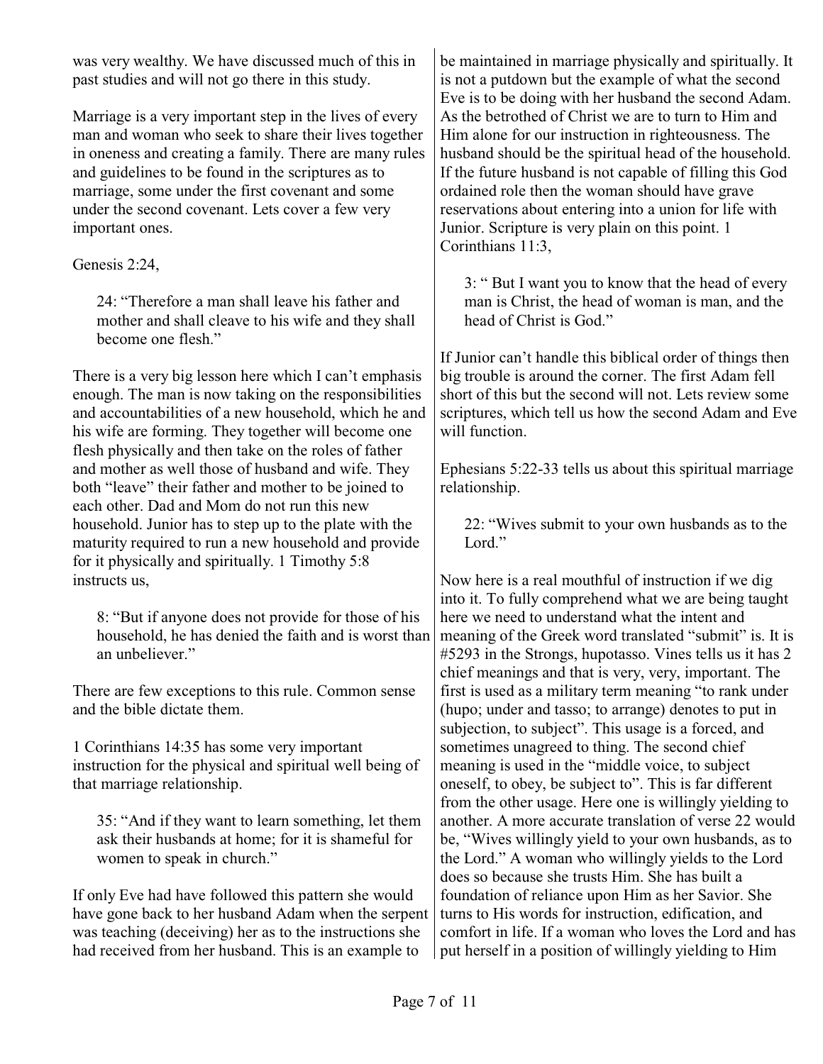was very wealthy. We have discussed much of this in past studies and will not go there in this study.

Marriage is a very important step in the lives of every man and woman who seek to share their lives together in oneness and creating a family. There are many rules and guidelines to be found in the scriptures as to marriage, some under the first covenant and some under the second covenant. Lets cover a few very important ones.

Genesis 2:24,

> 24: "Therefore a man shall leave his father and mother and shall cleave to his wife and they shall become one flesh."

There is a very big lesson here which I can't emphasis enough. The man is now taking on the responsibilities and accountabilities of a new household, which he and his wife are forming. They together will become one flesh physically and then take on the roles of father and mother as well those of husband and wife. They both "leave" their father and mother to be joined to each other. Dad and Mom do not run this new household. Junior has to step up to the plate with the maturity required to run a new household and provide for it physically and spiritually. 1 Timothy 5:8 instructs us,

> 8: "But if anyone does not provide for those of his household, he has denied the faith and is worst than an unbeliever."

There are few exceptions to this rule. Common sense and the bible dictate them.

1 Corinthians 14:35 has some very important instruction for the physical and spiritual well being of that marriage relationship.

> 35: "And if they want to learn something, let them ask their husbands at home; for it is shameful for women to speak in church."

If only Eve had have followed this pattern she would have gone back to her husband Adam when the serpent was teaching (deceiving) her as to the instructions she had received from her husband. This is an example to be maintained in marriage physically and spiritually. It is not a putdown but the example of what the second Eve is to be doing with her husband the second Adam. As the betrothed of Christ we are to turn to Him and Him alone for our instruction in righteousness. The husband should be the spiritual head of the household. If the future husband is not capable of filling this God ordained role then the woman should have grave reservations about entering into a union for life with Junior. Scripture is very plain on this point. 1 Corinthians 11:3,

> 3: " But I want you to know that the head of every man is Christ, the head of woman is man, and the head of Christ is God."

If Junior can't handle this biblical order of things then big trouble is around the corner. The first Adam fell short of this but the second will not. Lets review some scriptures, which tell us how the second Adam and Eve will function.

Ephesians 5:22-33 tells us about this spiritual marriage relationship.

> 22: "Wives submit to your own husbands as to the Lord."

Now here is a real mouthful of instruction if we dig into it. To fully comprehend what we are being taught here we need to understand what the intent and meaning of the Greek word translated "submit" is. It is #5293 in the Strongs, hupotasso. Vines tells us it has 2 chief meanings and that is very, very, important. The first is used as a military term meaning "to rank under (hupo; under and tasso; to arrange) denotes to put in subjection, to subject". This usage is a forced, and sometimes unagreed to thing. The second chief meaning is used in the "middle voice, to subject oneself, to obey, be subject to". This is far different from the other usage. Here one is willingly yielding to another. A more accurate translation of verse 22 would be, "Wives willingly yield to your own husbands, as to the Lord." A woman who willingly yields to the Lord does so because she trusts Him. She has built a foundation of reliance upon Him as her Savior. She turns to His words for instruction, edification, and comfort in life. If a woman who loves the Lord and has put herself in a position of willingly yielding to Him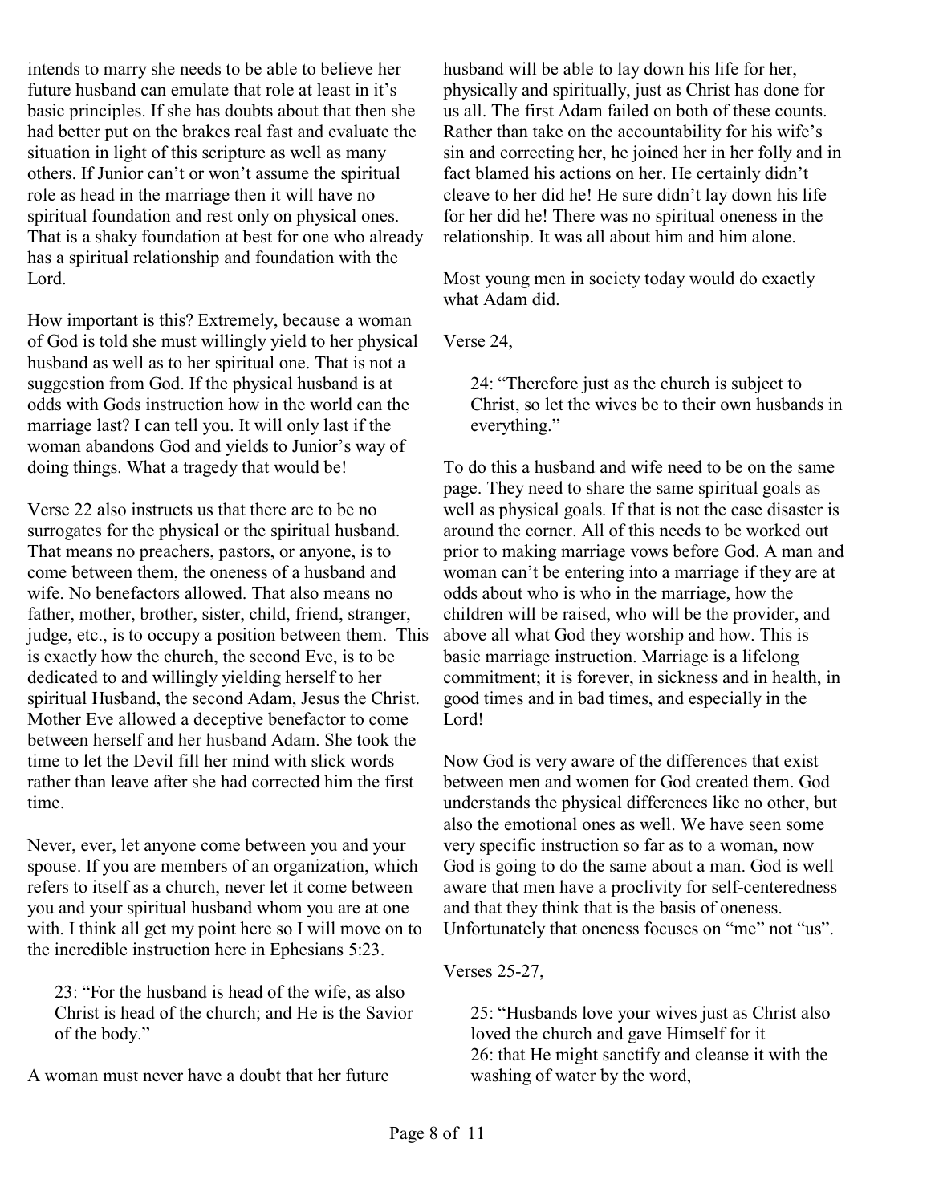intends to marry she needs to be able to believe her future husband can emulate that role at least in it's basic principles. If she has doubts about that then she had better put on the brakes real fast and evaluate the situation in light of this scripture as well as many others. If Junior can't or won't assume the spiritual role as head in the marriage then it will have no spiritual foundation and rest only on physical ones. That is a shaky foundation at best for one who already has a spiritual relationship and foundation with the Lord.

How important is this? Extremely, because a woman of God is told she must willingly yield to her physical husband as well as to her spiritual one. That is not a suggestion from God. If the physical husband is at odds with Gods instruction how in the world can the marriage last? I can tell you. It will only last if the woman abandons God and yields to Junior's way of doing things. What a tragedy that would be!

Verse 22 also instructs us that there are to be no surrogates for the physical or the spiritual husband. That means no preachers, pastors, or anyone, is to come between them, the oneness of a husband and wife. No benefactors allowed. That also means no father, mother, brother, sister, child, friend, stranger, judge, etc., is to occupy a position between them. This is exactly how the church, the second Eve, is to be dedicated to and willingly yielding herself to her spiritual Husband, the second Adam, Jesus the Christ. Mother Eve allowed a deceptive benefactor to come between herself and her husband Adam. She took the time to let the Devil fill her mind with slick words rather than leave after she had corrected him the first time.

Never, ever, let anyone come between you and your spouse. If you are members of an organization, which refers to itself as a church, never let it come between you and your spiritual husband whom you are at one with. I think all get my point here so I will move on to the incredible instruction here in Ephesians 5:23.

> 23: "For the husband is head of the wife, as also Christ is head of the church; and He is the Savior of the body."

A woman must never have a doubt that her future husband will be able to lay down his life for her, physically and spiritually, just as Christ has done for us all. The first Adam failed on both of these counts. Rather than take on the accountability for his wife's sin and correcting her, he joined her in her folly and in fact blamed his actions on her. He certainly didn't cleave to her did he! He sure didn't lay down his life for her did he! There was no spiritual oneness in the relationship. It was all about him and him alone.

Most young men in society today would do exactly what Adam did.

Verse 24,

> 24: "Therefore just as the church is subject to Christ, so let the wives be to their own husbands in everything."

To do this a husband and wife need to be on the same page. They need to share the same spiritual goals as well as physical goals. If that is not the case disaster is around the corner. All of this needs to be worked out prior to making marriage vows before God. A man and woman can't be entering into a marriage if they are at odds about who is who in the marriage, how the children will be raised, who will be the provider, and above all what God they worship and how. This is basic marriage instruction. Marriage is a lifelong commitment; it is forever, in sickness and in health, in good times and in bad times, and especially in the Lord!

Now God is very aware of the differences that exist between men and women for God created them. God understands the physical differences like no other, but also the emotional ones as well. We have seen some very specific instruction so far as to a woman, now God is going to do the same about a man. God is well aware that men have a proclivity for self-centeredness and that they think that is the basis of oneness. Unfortunately that oneness focuses on "me" not "us".

Verses 25-27,

> 25: "Husbands love your wives just as Christ also loved the church and gave Himself for it
> 26: that He might sanctify and cleanse it with the washing of water by the word,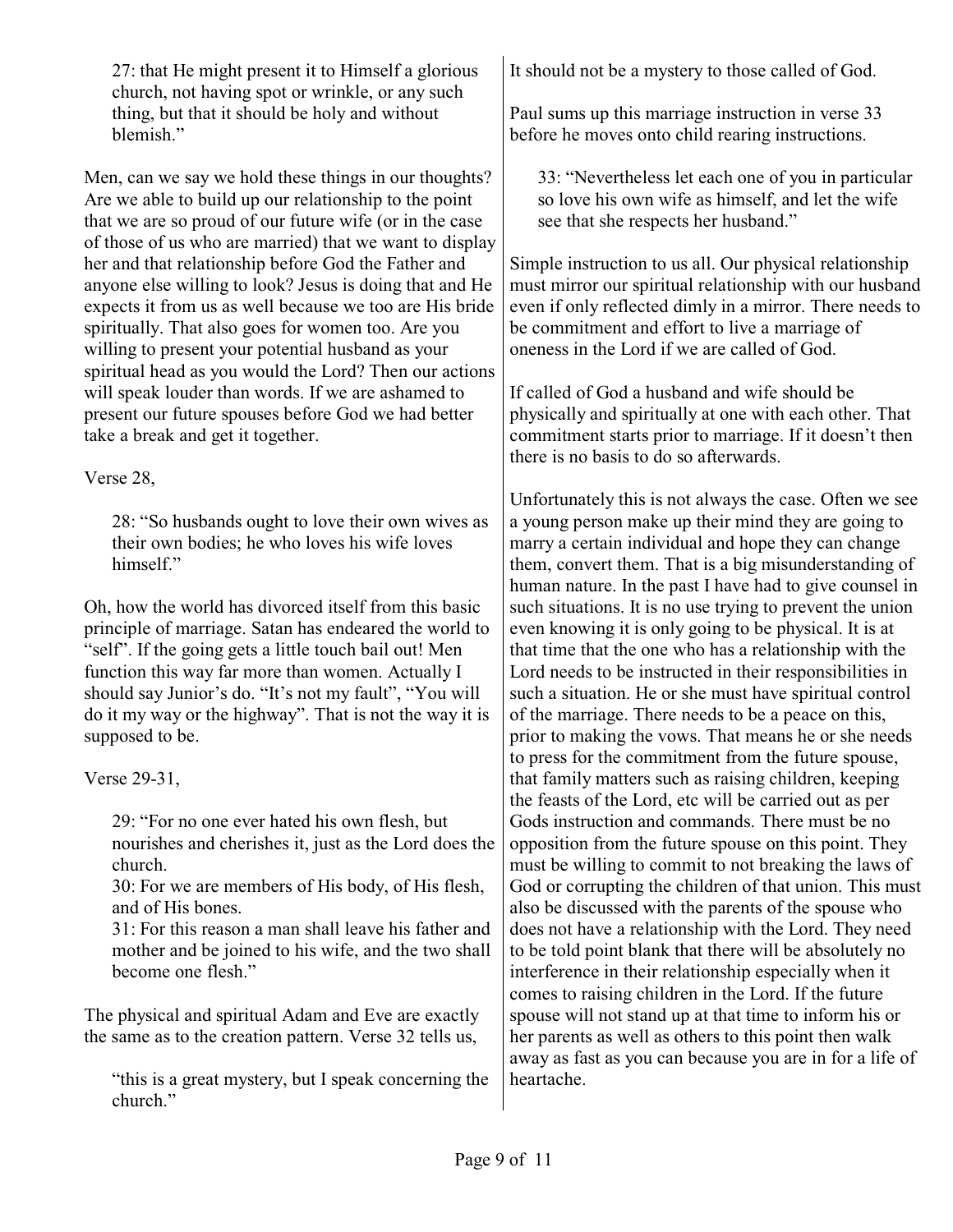> 27: that He might present it to Himself a glorious church, not having spot or wrinkle, or any such thing, but that it should be holy and without blemish."

Men, can we say we hold these things in our thoughts? Are we able to build up our relationship to the point that we are so proud of our future wife (or in the case of those of us who are married) that we want to display her and that relationship before God the Father and anyone else willing to look? Jesus is doing that and He expects it from us as well because we too are His bride spiritually. That also goes for women too. Are you willing to present your potential husband as your spiritual head as you would the Lord? Then our actions will speak louder than words. If we are ashamed to present our future spouses before God we had better take a break and get it together.

Verse 28,

> 28: "So husbands ought to love their own wives as their own bodies; he who loves his wife loves himself."

Oh, how the world has divorced itself from this basic principle of marriage. Satan has endeared the world to "self". If the going gets a little touch bail out! Men function this way far more than women. Actually I should say Junior's do. "It's not my fault", "You will do it my way or the highway". That is not the way it is supposed to be.

Verse 29-31,

> 29: "For no one ever hated his own flesh, but nourishes and cherishes it, just as the Lord does the church.
> 30: For we are members of His body, of His flesh, and of His bones.
> 31: For this reason a man shall leave his father and mother and be joined to his wife, and the two shall become one flesh."

The physical and spiritual Adam and Eve are exactly the same as to the creation pattern. Verse 32 tells us,

> "this is a great mystery, but I speak concerning the church."

It should not be a mystery to those called of God.

Paul sums up this marriage instruction in verse 33 before he moves onto child rearing instructions.

> 33: "Nevertheless let each one of you in particular so love his own wife as himself, and let the wife see that she respects her husband."

Simple instruction to us all. Our physical relationship must mirror our spiritual relationship with our husband even if only reflected dimly in a mirror. There needs to be commitment and effort to live a marriage of oneness in the Lord if we are called of God.

If called of God a husband and wife should be physically and spiritually at one with each other. That commitment starts prior to marriage. If it doesn't then there is no basis to do so afterwards.

Unfortunately this is not always the case. Often we see a young person make up their mind they are going to marry a certain individual and hope they can change them, convert them. That is a big misunderstanding of human nature. In the past I have had to give counsel in such situations. It is no use trying to prevent the union even knowing it is only going to be physical. It is at that time that the one who has a relationship with the Lord needs to be instructed in their responsibilities in such a situation. He or she must have spiritual control of the marriage. There needs to be a peace on this, prior to making the vows. That means he or she needs to press for the commitment from the future spouse, that family matters such as raising children, keeping the feasts of the Lord, etc will be carried out as per Gods instruction and commands. There must be no opposition from the future spouse on this point. They must be willing to commit to not breaking the laws of God or corrupting the children of that union. This must also be discussed with the parents of the spouse who does not have a relationship with the Lord. They need to be told point blank that there will be absolutely no interference in their relationship especially when it comes to raising children in the Lord. If the future spouse will not stand up at that time to inform his or her parents as well as others to this point then walk away as fast as you can because you are in for a life of heartache.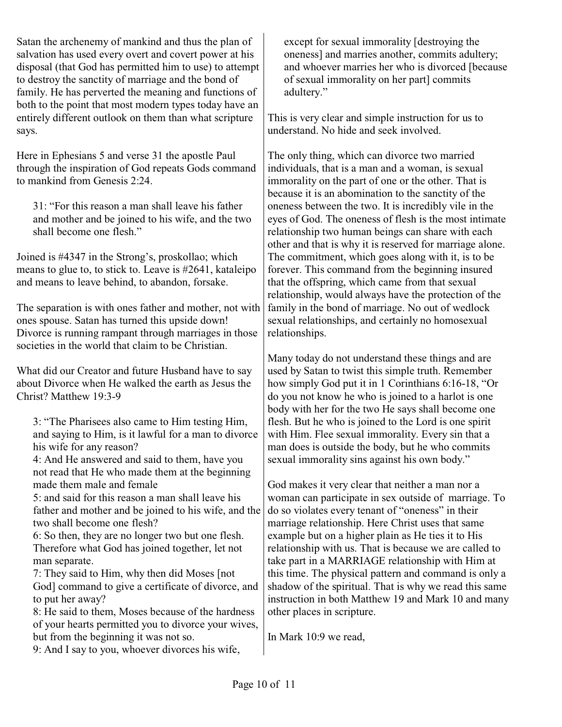Satan the archenemy of mankind and thus the plan of salvation has used every overt and covert power at his disposal (that God has permitted him to use) to attempt to destroy the sanctity of marriage and the bond of family. He has perverted the meaning and functions of both to the point that most modern types today have an entirely different outlook on them than what scripture says.

Here in Ephesians 5 and verse 31 the apostle Paul through the inspiration of God repeats Gods command to mankind from Genesis 2:24.

> 31: "For this reason a man shall leave his father and mother and be joined to his wife, and the two shall become one flesh."

Joined is #4347 in the Strong's, proskollao; which means to glue to, to stick to. Leave is #2641, kataleipo and means to leave behind, to abandon, forsake.

The separation is with ones father and mother, not with ones spouse. Satan has turned this upside down! Divorce is running rampant through marriages in those societies in the world that claim to be Christian.

What did our Creator and future Husband have to say about Divorce when He walked the earth as Jesus the Christ? Matthew 19:3-9

> 3: "The Pharisees also came to Him testing Him, and saying to Him, is it lawful for a man to divorce his wife for any reason?
> 4: And He answered and said to them, have you not read that He who made them at the beginning made them male and female
> 5: and said for this reason a man shall leave his father and mother and be joined to his wife, and the two shall become one flesh?
> 6: So then, they are no longer two but one flesh. Therefore what God has joined together, let not man separate.
> 7: They said to Him, why then did Moses [not God] command to give a certificate of divorce, and to put her away?
> 8: He said to them, Moses because of the hardness of your hearts permitted you to divorce your wives, but from the beginning it was not so.
> 9: And I say to you, whoever divorces his wife, except for sexual immorality [destroying the oneness] and marries another, commits adultery; and whoever marries her who is divorced [because of sexual immorality on her part] commits adultery."

This is very clear and simple instruction for us to understand. No hide and seek involved.

The only thing, which can divorce two married individuals, that is a man and a woman, is sexual immorality on the part of one or the other. That is because it is an abomination to the sanctity of the oneness between the two. It is incredibly vile in the eyes of God. The oneness of flesh is the most intimate relationship two human beings can share with each other and that is why it is reserved for marriage alone. The commitment, which goes along with it, is to be forever. This command from the beginning insured that the offspring, which came from that sexual relationship, would always have the protection of the family in the bond of marriage. No out of wedlock sexual relationships, and certainly no homosexual relationships.

Many today do not understand these things and are used by Satan to twist this simple truth. Remember how simply God put it in 1 Corinthians 6:16-18, "Or do you not know he who is joined to a harlot is one body with her for the two He says shall become one flesh. But he who is joined to the Lord is one spirit with Him. Flee sexual immorality. Every sin that a man does is outside the body, but he who commits sexual immorality sins against his own body."

God makes it very clear that neither a man nor a woman can participate in sex outside of marriage. To do so violates every tenant of "oneness" in their marriage relationship. Here Christ uses that same example but on a higher plain as He ties it to His relationship with us. That is because we are called to take part in a MARRIAGE relationship with Him at this time. The physical pattern and command is only a shadow of the spiritual. That is why we read this same instruction in both Matthew 19 and Mark 10 and many other places in scripture.

In Mark 10:9 we read,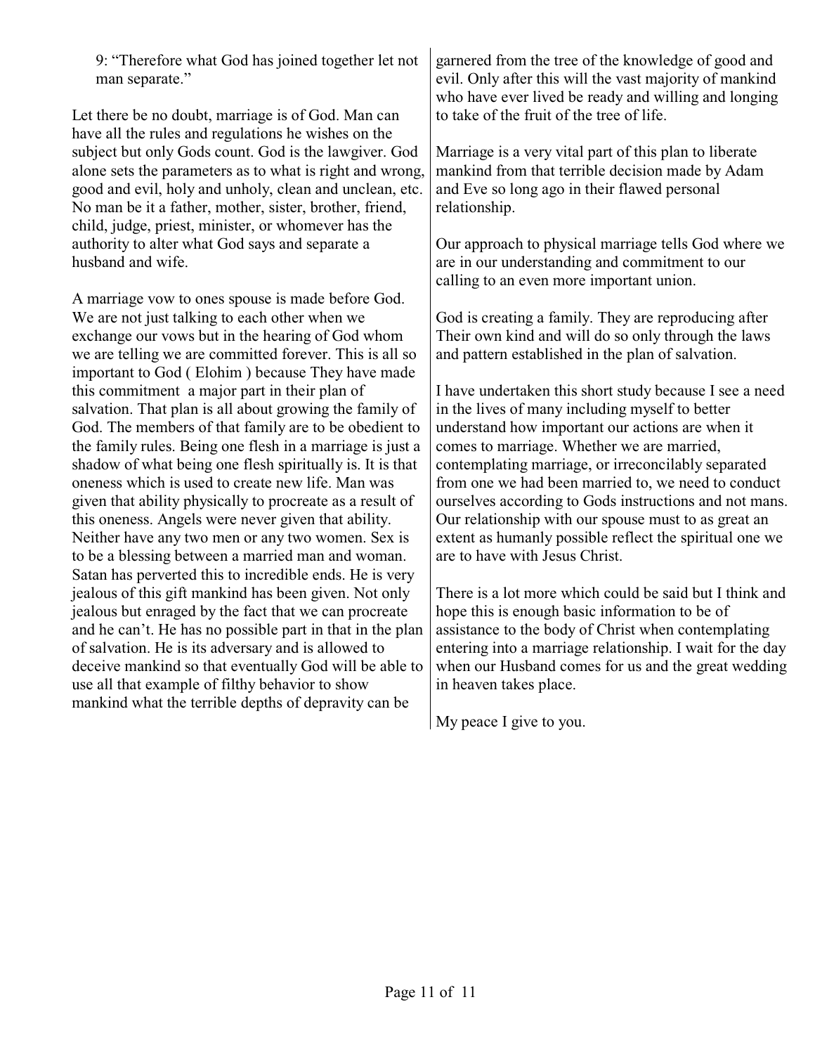9: "Therefore what God has joined together let not man separate."

Let there be no doubt, marriage is of God. Man can have all the rules and regulations he wishes on the subject but only Gods count. God is the lawgiver. God alone sets the parameters as to what is right and wrong, good and evil, holy and unholy, clean and unclean, etc. No man be it a father, mother, sister, brother, friend, child, judge, priest, minister, or whomever has the authority to alter what God says and separate a husband and wife.

A marriage vow to ones spouse is made before God. We are not just talking to each other when we exchange our vows but in the hearing of God whom we are telling we are committed forever. This is all so important to God ( Elohim ) because They have made this commitment a major part in their plan of salvation. That plan is all about growing the family of God. The members of that family are to be obedient to the family rules. Being one flesh in a marriage is just a shadow of what being one flesh spiritually is. It is that oneness which is used to create new life. Man was given that ability physically to procreate as a result of this oneness. Angels were never given that ability. Neither have any two men or any two women. Sex is to be a blessing between a married man and woman. Satan has perverted this to incredible ends. He is very jealous of this gift mankind has been given. Not only jealous but enraged by the fact that we can procreate and he can't. He has no possible part in that in the plan of salvation. He is its adversary and is allowed to deceive mankind so that eventually God will be able to use all that example of filthy behavior to show mankind what the terrible depths of depravity can be garnered from the tree of the knowledge of good and evil. Only after this will the vast majority of mankind who have ever lived be ready and willing and longing to take of the fruit of the tree of life.

Marriage is a very vital part of this plan to liberate mankind from that terrible decision made by Adam and Eve so long ago in their flawed personal relationship.

Our approach to physical marriage tells God where we are in our understanding and commitment to our calling to an even more important union.

God is creating a family. They are reproducing after Their own kind and will do so only through the laws and pattern established in the plan of salvation.

I have undertaken this short study because I see a need in the lives of many including myself to better understand how important our actions are when it comes to marriage. Whether we are married, contemplating marriage, or irreconcilably separated from one we had been married to, we need to conduct ourselves according to Gods instructions and not mans. Our relationship with our spouse must to as great an extent as humanly possible reflect the spiritual one we are to have with Jesus Christ.

There is a lot more which could be said but I think and hope this is enough basic information to be of assistance to the body of Christ when contemplating entering into a marriage relationship. I wait for the day when our Husband comes for us and the great wedding in heaven takes place.

My peace I give to you.